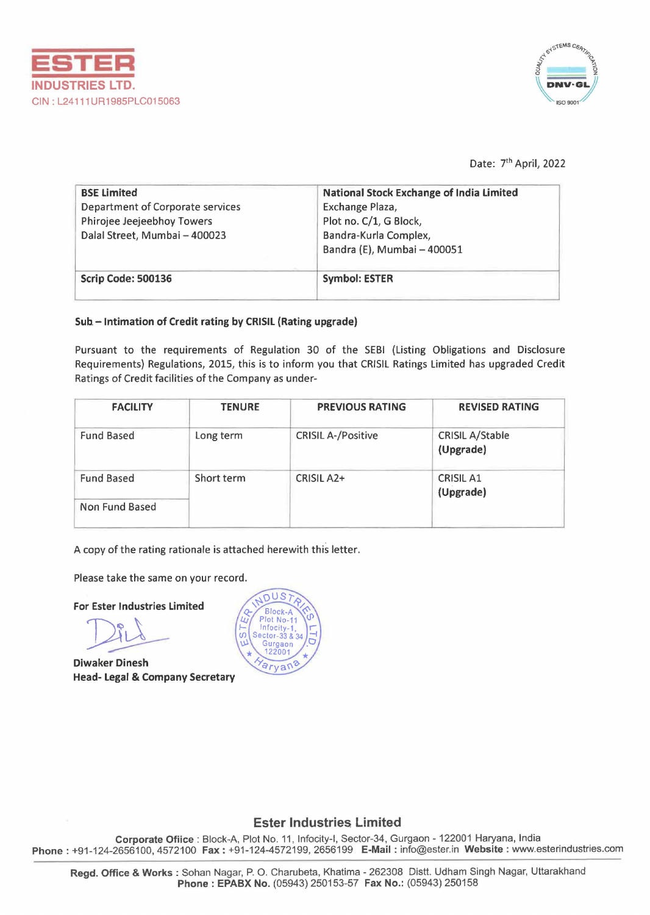**ESTER**
**INDUSTRIES LTD.**
CIN : L24111UR1985PLC015063

Date: 7th April, 2022

| BSE Limited<br>Department of Corporate services<br>Phirojee Jeejeebhoy Towers<br>Dalal Street, Mumbai – 400023 | National Stock Exchange of India Limited<br>Exchange Plaza,<br>Plot no. C/1, G Block,<br>Bandra-Kurla Complex,<br>Bandra (E), Mumbai – 400051 |
|---|---|
| **Scrip Code: 500136** | **Symbol: ESTER** |

**Sub – Intimation of Credit rating by CRISIL (Rating upgrade)**

Pursuant to the requirements of Regulation 30 of the SEBI (Listing Obligations and Disclosure Requirements) Regulations, 2015, this is to inform you that CRISIL Ratings Limited has upgraded Credit Ratings of Credit facilities of the Company as under-

| FACILITY | TENURE | PREVIOUS RATING | REVISED RATING |
|---|---|---|---|
| Fund Based | Long term | CRISIL A-/Positive | CRISIL A/Stable **(Upgrade)** |
| Fund Based<br>Non Fund Based | Short term | CRISIL A2+ | CRISIL A1 **(Upgrade)** |

A copy of the rating rationale is attached herewith this letter.

Please take the same on your record.

**For Ester Industries Limited**

**Diwaker Dinesh**
**Head- Legal & Company Secretary**

**Ester Industries Limited**

**Corporate Office** : Block-A, Plot No. 11, Infocity-I, Sector-34, Gurgaon - 122001 Haryana, India
**Phone** : +91-124-2656100, 4572100 **Fax** : +91-124-4572199, 2656199 **E-Mail** : info@ester.in **Website** : www.esterindustries.com

**Regd. Office & Works** : Sohan Nagar, P. O. Charubeta, Khatima - 262308 Distt. Udham Singh Nagar, Uttarakhand
**Phone : EPABX No.** (05943) 250153-57 **Fax No.**: (05943) 250158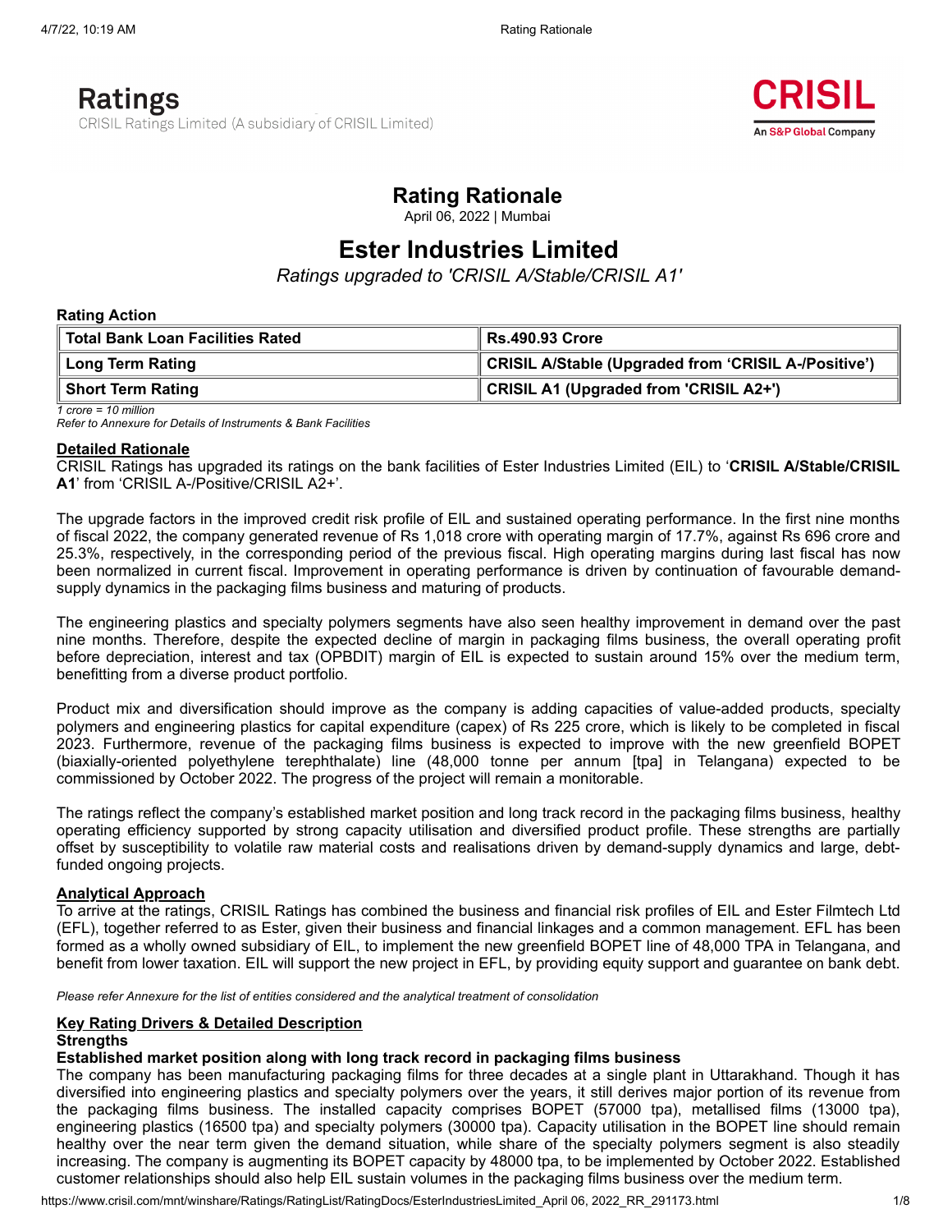Ratings

CRISIL Ratings Limited (A subsidiary of CRISIL Limited)

CRISIL

An S&P Global Company

# Rating Rationale

April 06, 2022 | Mumbai

# Ester Industries Limited

*Ratings upgraded to 'CRISIL A/Stable/CRISIL A1'*

**Rating Action**

| Total Bank Loan Facilities Rated | Rs.490.93 Crore |
|---|---|
| Long Term Rating | CRISIL A/Stable (Upgraded from 'CRISIL A-/Positive') |
| Short Term Rating | CRISIL A1 (Upgraded from 'CRISIL A2+') |

*1 crore = 10 million*
*Refer to Annexure for Details of Instruments & Bank Facilities*

## Detailed Rationale

CRISIL Ratings has upgraded its ratings on the bank facilities of Ester Industries Limited (EIL) to '**CRISIL A/Stable/CRISIL A1**' from 'CRISIL A-/Positive/CRISIL A2+'.

The upgrade factors in the improved credit risk profile of EIL and sustained operating performance. In the first nine months of fiscal 2022, the company generated revenue of Rs 1,018 crore with operating margin of 17.7%, against Rs 696 crore and 25.3%, respectively, in the corresponding period of the previous fiscal. High operating margins during last fiscal has now been normalized in current fiscal. Improvement in operating performance is driven by continuation of favourable demand-supply dynamics in the packaging films business and maturing of products.

The engineering plastics and specialty polymers segments have also seen healthy improvement in demand over the past nine months. Therefore, despite the expected decline of margin in packaging films business, the overall operating profit before depreciation, interest and tax (OPBDIT) margin of EIL is expected to sustain around 15% over the medium term, benefitting from a diverse product portfolio.

Product mix and diversification should improve as the company is adding capacities of value-added products, specialty polymers and engineering plastics for capital expenditure (capex) of Rs 225 crore, which is likely to be completed in fiscal 2023. Furthermore, revenue of the packaging films business is expected to improve with the new greenfield BOPET (biaxially-oriented polyethylene terephthalate) line (48,000 tonne per annum [tpa] in Telangana) expected to be commissioned by October 2022. The progress of the project will remain a monitorable.

The ratings reflect the company's established market position and long track record in the packaging films business, healthy operating efficiency supported by strong capacity utilisation and diversified product profile. These strengths are partially offset by susceptibility to volatile raw material costs and realisations driven by demand-supply dynamics and large, debt-funded ongoing projects.

## Analytical Approach

To arrive at the ratings, CRISIL Ratings has combined the business and financial risk profiles of EIL and Ester Filmtech Ltd (EFL), together referred to as Ester, given their business and financial linkages and a common management. EFL has been formed as a wholly owned subsidiary of EIL, to implement the new greenfield BOPET line of 48,000 TPA in Telangana, and benefit from lower taxation. EIL will support the new project in EFL, by providing equity support and guarantee on bank debt.

*Please refer Annexure for the list of entities considered and the analytical treatment of consolidation*

## Key Rating Drivers & Detailed Description

**Strengths**

**Established market position along with long track record in packaging films business**

The company has been manufacturing packaging films for three decades at a single plant in Uttarakhand. Though it has diversified into engineering plastics and specialty polymers over the years, it still derives major portion of its revenue from the packaging films business. The installed capacity comprises BOPET (57000 tpa), metallised films (13000 tpa), engineering plastics (16500 tpa) and specialty polymers (30000 tpa). Capacity utilisation in the BOPET line should remain healthy over the near term given the demand situation, while share of the specialty polymers segment is also steadily increasing. The company is augmenting its BOPET capacity by 48000 tpa, to be implemented by October 2022. Established customer relationships should also help EIL sustain volumes in the packaging films business over the medium term.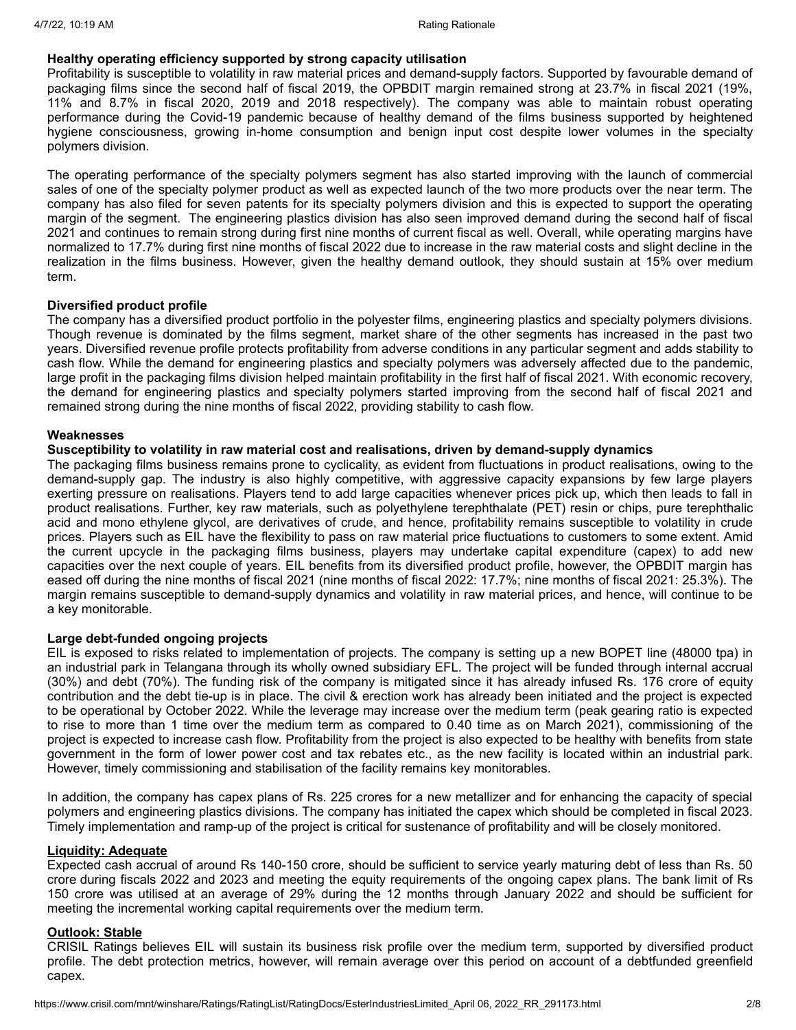**Healthy operating efficiency supported by strong capacity utilisation**

Profitability is susceptible to volatility in raw material prices and demand-supply factors. Supported by favourable demand of packaging films since the second half of fiscal 2019, the OPBDIT margin remained strong at 23.7% in fiscal 2021 (19%, 11% and 8.7% in fiscal 2020, 2019 and 2018 respectively). The company was able to maintain robust operating performance during the Covid-19 pandemic because of healthy demand of the films business supported by heightened hygiene consciousness, growing in-home consumption and benign input cost despite lower volumes in the specialty polymers division.

The operating performance of the specialty polymers segment has also started improving with the launch of commercial sales of one of the specialty polymer product as well as expected launch of the two more products over the near term. The company has also filed for seven patents for its specialty polymers division and this is expected to support the operating margin of the segment. The engineering plastics division has also seen improved demand during the second half of fiscal 2021 and continues to remain strong during first nine months of current fiscal as well. Overall, while operating margins have normalized to 17.7% during first nine months of fiscal 2022 due to increase in the raw material costs and slight decline in the realization in the films business. However, given the healthy demand outlook, they should sustain at 15% over medium term.

**Diversified product profile**

The company has a diversified product portfolio in the polyester films, engineering plastics and specialty polymers divisions. Though revenue is dominated by the films segment, market share of the other segments has increased in the past two years. Diversified revenue profile protects profitability from adverse conditions in any particular segment and adds stability to cash flow. While the demand for engineering plastics and specialty polymers was adversely affected due to the pandemic, large profit in the packaging films division helped maintain profitability in the first half of fiscal 2021. With economic recovery, the demand for engineering plastics and specialty polymers started improving from the second half of fiscal 2021 and remained strong during the nine months of fiscal 2022, providing stability to cash flow.

**Weaknesses**

**Susceptibility to volatility in raw material cost and realisations, driven by demand-supply dynamics**

The packaging films business remains prone to cyclicality, as evident from fluctuations in product realisations, owing to the demand-supply gap. The industry is also highly competitive, with aggressive capacity expansions by few large players exerting pressure on realisations. Players tend to add large capacities whenever prices pick up, which then leads to fall in product realisations. Further, key raw materials, such as polyethylene terephthalate (PET) resin or chips, pure terephthalic acid and mono ethylene glycol, are derivatives of crude, and hence, profitability remains susceptible to volatility in crude prices. Players such as EIL have the flexibility to pass on raw material price fluctuations to customers to some extent. Amid the current upcycle in the packaging films business, players may undertake capital expenditure (capex) to add new capacities over the next couple of years. EIL benefits from its diversified product profile, however, the OPBDIT margin has eased off during the nine months of fiscal 2021 (nine months of fiscal 2022: 17.7%; nine months of fiscal 2021: 25.3%). The margin remains susceptible to demand-supply dynamics and volatility in raw material prices, and hence, will continue to be a key monitorable.

**Large debt-funded ongoing projects**

EIL is exposed to risks related to implementation of projects. The company is setting up a new BOPET line (48000 tpa) in an industrial park in Telangana through its wholly owned subsidiary EFL. The project will be funded through internal accrual (30%) and debt (70%). The funding risk of the company is mitigated since it has already infused Rs. 176 crore of equity contribution and the debt tie-up is in place. The civil & erection work has already been initiated and the project is expected to be operational by October 2022. While the leverage may increase over the medium term (peak gearing ratio is expected to rise to more than 1 time over the medium term as compared to 0.40 time as on March 2021), commissioning of the project is expected to increase cash flow. Profitability from the project is also expected to be healthy with benefits from state government in the form of lower power cost and tax rebates etc., as the new facility is located within an industrial park. However, timely commissioning and stabilisation of the facility remains key monitorables.

In addition, the company has capex plans of Rs. 225 crores for a new metallizer and for enhancing the capacity of special polymers and engineering plastics divisions. The company has initiated the capex which should be completed in fiscal 2023. Timely implementation and ramp-up of the project is critical for sustenance of profitability and will be closely monitored.

**Liquidity: Adequate**

Expected cash accrual of around Rs 140-150 crore, should be sufficient to service yearly maturing debt of less than Rs. 50 crore during fiscals 2022 and 2023 and meeting the equity requirements of the ongoing capex plans. The bank limit of Rs 150 crore was utilised at an average of 29% during the 12 months through January 2022 and should be sufficient for meeting the incremental working capital requirements over the medium term.

**Outlook: Stable**

CRISIL Ratings believes EIL will sustain its business risk profile over the medium term, supported by diversified product profile. The debt protection metrics, however, will remain average over this period on account of a debtfunded greenfield capex.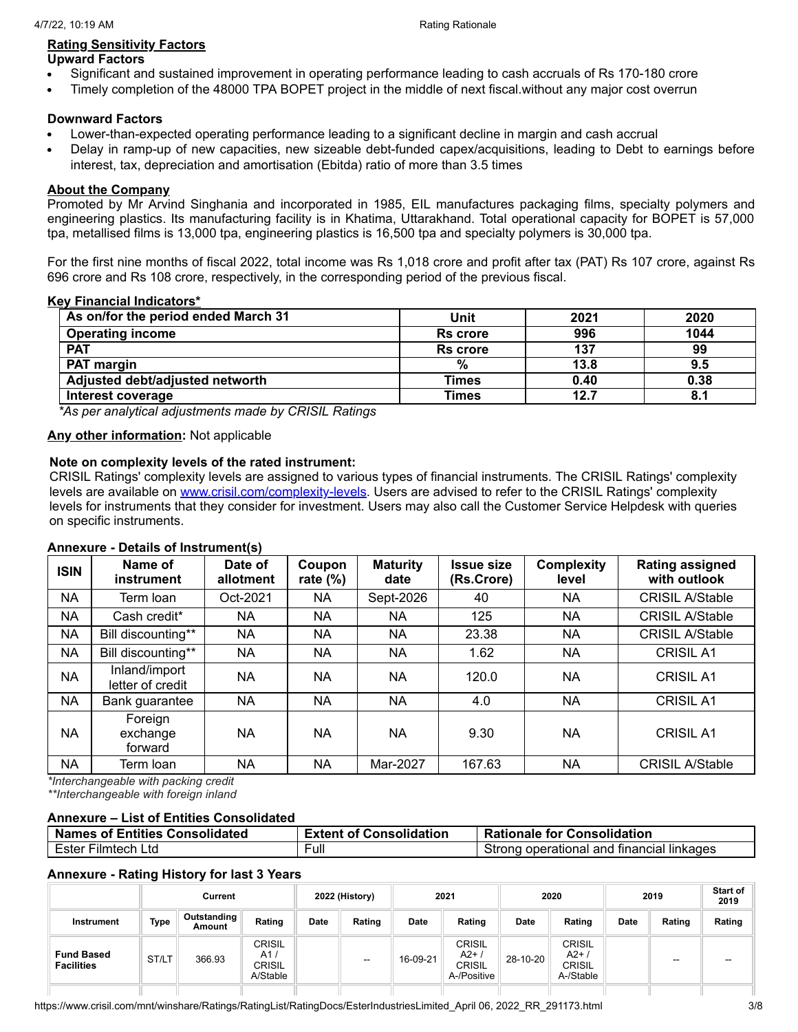**Rating Sensitivity Factors**

**Upward Factors**

- Significant and sustained improvement in operating performance leading to cash accruals of Rs 170-180 crore
- Timely completion of the 48000 TPA BOPET project in the middle of next fiscal.without any major cost overrun

**Downward Factors**

- Lower-than-expected operating performance leading to a significant decline in margin and cash accrual
- Delay in ramp-up of new capacities, new sizeable debt-funded capex/acquisitions, leading to Debt to earnings before interest, tax, depreciation and amortisation (Ebitda) ratio of more than 3.5 times

**About the Company**

Promoted by Mr Arvind Singhania and incorporated in 1985, EIL manufactures packaging films, specialty polymers and engineering plastics. Its manufacturing facility is in Khatima, Uttarakhand. Total operational capacity for BOPET is 57,000 tpa, metallised films is 13,000 tpa, engineering plastics is 16,500 tpa and specialty polymers is 30,000 tpa.

For the first nine months of fiscal 2022, total income was Rs 1,018 crore and profit after tax (PAT) Rs 107 crore, against Rs 696 crore and Rs 108 crore, respectively, in the corresponding period of the previous fiscal.

**Key Financial Indicators***

| As on/for the period ended March 31 | Unit | 2021 | 2020 |
|---|---|---|---|
| Operating income | Rs crore | 996 | 1044 |
| PAT | Rs crore | 137 | 99 |
| PAT margin | % | 13.8 | 9.5 |
| Adjusted debt/adjusted networth | Times | 0.40 | 0.38 |
| Interest coverage | Times | 12.7 | 8.1 |

*As per analytical adjustments made by CRISIL Ratings*

**Any other information:** Not applicable

**Note on complexity levels of the rated instrument:**

CRISIL Ratings' complexity levels are assigned to various types of financial instruments. The CRISIL Ratings' complexity levels are available on www.crisil.com/complexity-levels. Users are advised to refer to the CRISIL Ratings' complexity levels for instruments that they consider for investment. Users may also call the Customer Service Helpdesk with queries on specific instruments.

**Annexure - Details of Instrument(s)**

| ISIN | Name of instrument | Date of allotment | Coupon rate (%) | Maturity date | Issue size (Rs.Crore) | Complexity level | Rating assigned with outlook |
|---|---|---|---|---|---|---|---|
| NA | Term loan | Oct-2021 | NA | Sept-2026 | 40 | NA | CRISIL A/Stable |
| NA | Cash credit* | NA | NA | NA | 125 | NA | CRISIL A/Stable |
| NA | Bill discounting** | NA | NA | NA | 23.38 | NA | CRISIL A/Stable |
| NA | Bill discounting** | NA | NA | NA | 1.62 | NA | CRISIL A1 |
| NA | Inland/import letter of credit | NA | NA | NA | 120.0 | NA | CRISIL A1 |
| NA | Bank guarantee | NA | NA | NA | 4.0 | NA | CRISIL A1 |
| NA | Foreign exchange forward | NA | NA | NA | 9.30 | NA | CRISIL A1 |
| NA | Term loan | NA | NA | Mar-2027 | 167.63 | NA | CRISIL A/Stable |

*\*Interchangeable with packing credit*

*\*\*Interchangeable with foreign inland*

**Annexure – List of Entities Consolidated**

| Names of Entities Consolidated | Extent of Consolidation | Rationale for Consolidation |
|---|---|---|
| Ester Filmtech Ltd | Full | Strong operational and financial linkages |

**Annexure - Rating History for last 3 Years**

| | Current | | | 2022 (History) | | 2021 | | 2020 | | 2019 | | Start of 2019 |
|---|---|---|---|---|---|---|---|---|---|---|---|---|
| Instrument | Type | Outstanding Amount | Rating | Date | Rating | Date | Rating | Date | Rating | Date | Rating | Rating |
| Fund Based Facilities | ST/LT | 366.93 | CRISIL A1 / CRISIL A/Stable | | -- | 16-09-21 | CRISIL A2+ / CRISIL A-/Positive | 28-10-20 | CRISIL A2+ / CRISIL A-/Stable | | -- | -- |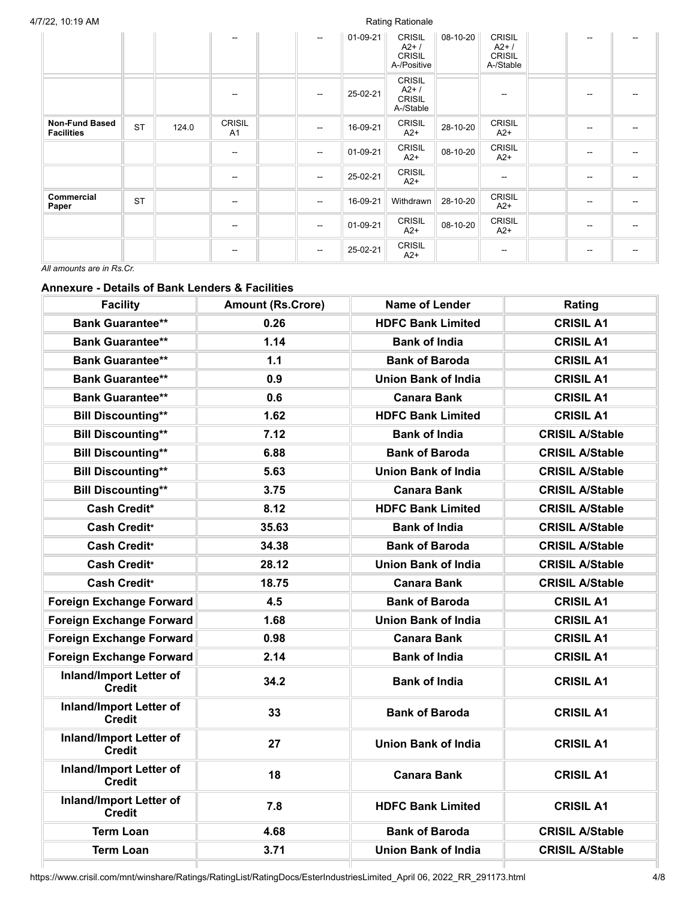| | | | -- | | -- | 01-09-21 | CRISIL A2+ / CRISIL A-/Positive | 08-10-20 | CRISIL A2+ / CRISIL A-/Stable | | -- | -- |
|---|---|---|---|---|---|---|---|---|---|---|---|---|
| | | | -- | | -- | 25-02-21 | CRISIL A2+ / CRISIL A-/Stable | | -- | | -- | -- |
| **Non-Fund Based Facilities** | ST | 124.0 | CRISIL A1 | | -- | 16-09-21 | CRISIL A2+ | 28-10-20 | CRISIL A2+ | | -- | -- |
| | | | -- | | -- | 01-09-21 | CRISIL A2+ | 08-10-20 | CRISIL A2+ | | -- | -- |
| | | | -- | | -- | 25-02-21 | CRISIL A2+ | | -- | | -- | -- |
| **Commercial Paper** | ST | | -- | | -- | 16-09-21 | Withdrawn | 28-10-20 | CRISIL A2+ | | -- | -- |
| | | | -- | | -- | 01-09-21 | CRISIL A2+ | 08-10-20 | CRISIL A2+ | | -- | -- |
| | | | -- | | -- | 25-02-21 | CRISIL A2+ | | -- | | -- | -- |

*All amounts are in Rs.Cr.*

### Annexure - Details of Bank Lenders & Facilities

| Facility | Amount (Rs.Crore) | Name of Lender | Rating |
|---|---|---|---|
| Bank Guarantee** | 0.26 | HDFC Bank Limited | CRISIL A1 |
| Bank Guarantee** | 1.14 | Bank of India | CRISIL A1 |
| Bank Guarantee** | 1.1 | Bank of Baroda | CRISIL A1 |
| Bank Guarantee** | 0.9 | Union Bank of India | CRISIL A1 |
| Bank Guarantee** | 0.6 | Canara Bank | CRISIL A1 |
| Bill Discounting** | 1.62 | HDFC Bank Limited | CRISIL A1 |
| Bill Discounting** | 7.12 | Bank of India | CRISIL A/Stable |
| Bill Discounting** | 6.88 | Bank of Baroda | CRISIL A/Stable |
| Bill Discounting** | 5.63 | Union Bank of India | CRISIL A/Stable |
| Bill Discounting** | 3.75 | Canara Bank | CRISIL A/Stable |
| Cash Credit* | 8.12 | HDFC Bank Limited | CRISIL A/Stable |
| Cash Credit* | 35.63 | Bank of India | CRISIL A/Stable |
| Cash Credit* | 34.38 | Bank of Baroda | CRISIL A/Stable |
| Cash Credit* | 28.12 | Union Bank of India | CRISIL A/Stable |
| Cash Credit* | 18.75 | Canara Bank | CRISIL A/Stable |
| Foreign Exchange Forward | 4.5 | Bank of Baroda | CRISIL A1 |
| Foreign Exchange Forward | 1.68 | Union Bank of India | CRISIL A1 |
| Foreign Exchange Forward | 0.98 | Canara Bank | CRISIL A1 |
| Foreign Exchange Forward | 2.14 | Bank of India | CRISIL A1 |
| Inland/Import Letter of Credit | 34.2 | Bank of India | CRISIL A1 |
| Inland/Import Letter of Credit | 33 | Bank of Baroda | CRISIL A1 |
| Inland/Import Letter of Credit | 27 | Union Bank of India | CRISIL A1 |
| Inland/Import Letter of Credit | 18 | Canara Bank | CRISIL A1 |
| Inland/Import Letter of Credit | 7.8 | HDFC Bank Limited | CRISIL A1 |
| Term Loan | 4.68 | Bank of Baroda | CRISIL A/Stable |
| Term Loan | 3.71 | Union Bank of India | CRISIL A/Stable |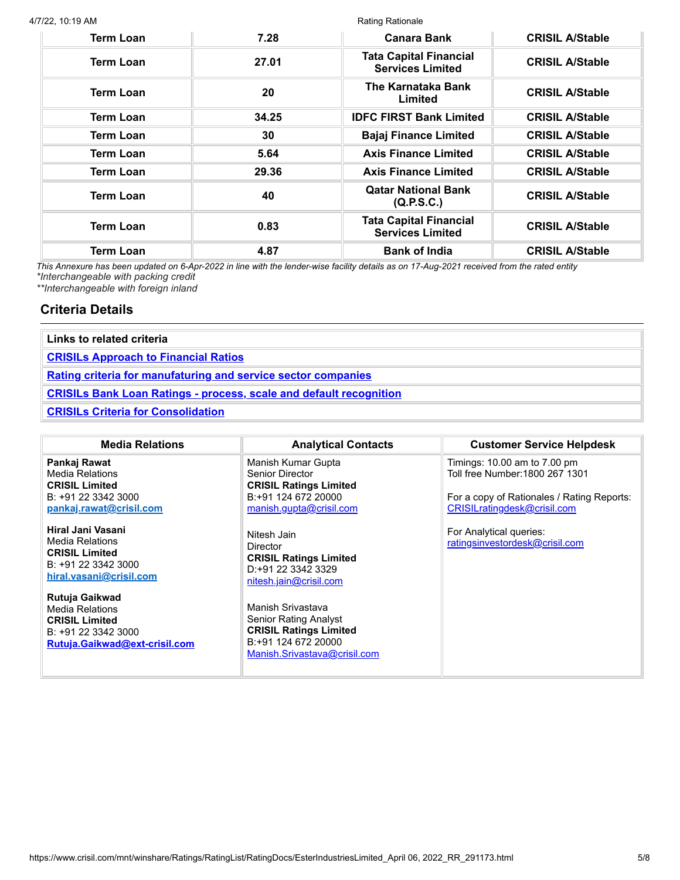| Term Loan | 7.28 | Canara Bank | CRISIL A/Stable |
|---|---|---|---|
| Term Loan | 27.01 | Tata Capital Financial Services Limited | CRISIL A/Stable |
| Term Loan | 20 | The Karnataka Bank Limited | CRISIL A/Stable |
| Term Loan | 34.25 | IDFC FIRST Bank Limited | CRISIL A/Stable |
| Term Loan | 30 | Bajaj Finance Limited | CRISIL A/Stable |
| Term Loan | 5.64 | Axis Finance Limited | CRISIL A/Stable |
| Term Loan | 29.36 | Axis Finance Limited | CRISIL A/Stable |
| Term Loan | 40 | Qatar National Bank (Q.P.S.C.) | CRISIL A/Stable |
| Term Loan | 0.83 | Tata Capital Financial Services Limited | CRISIL A/Stable |
| Term Loan | 4.87 | Bank of India | CRISIL A/Stable |

*This Annexure has been updated on 6-Apr-2022 in line with the lender-wise facility details as on 17-Aug-2021 received from the rated entity*
*\*Interchangeable with packing credit*
*\*\*Interchangeable with foreign inland*

## Criteria Details

| Links to related criteria |
|---|
| CRISILs Approach to Financial Ratios |
| Rating criteria for manufaturing and service sector companies |
| CRISILs Bank Loan Ratings - process, scale and default recognition |
| CRISILs Criteria for Consolidation |

| Media Relations | Analytical Contacts | Customer Service Helpdesk |
|---|---|---|
| **Pankaj Rawat**<br>Media Relations<br>**CRISIL Limited**<br>B: +91 22 3342 3000<br>pankaj.rawat@crisil.com<br><br>**Hiral Jani Vasani**<br>Media Relations<br>**CRISIL Limited**<br>B: +91 22 3342 3000<br>hiral.vasani@crisil.com<br><br>**Rutuja Gaikwad**<br>Media Relations<br>**CRISIL Limited**<br>B: +91 22 3342 3000<br>Rutuja.Gaikwad@ext-crisil.com | Manish Kumar Gupta<br>Senior Director<br>**CRISIL Ratings Limited**<br>B:+91 124 672 20000<br>manish.gupta@crisil.com<br><br>Nitesh Jain<br>Director<br>**CRISIL Ratings Limited**<br>D:+91 22 3342 3329<br>nitesh.jain@crisil.com<br><br>Manish Srivastava<br>Senior Rating Analyst<br>**CRISIL Ratings Limited**<br>B:+91 124 672 20000<br>Manish.Srivastava@crisil.com | Timings: 10.00 am to 7.00 pm<br>Toll free Number:1800 267 1301<br><br>For a copy of Rationales / Rating Reports:<br>CRISILratingdesk@crisil.com<br><br>For Analytical queries:<br>ratingsinvestordesk@crisil.com |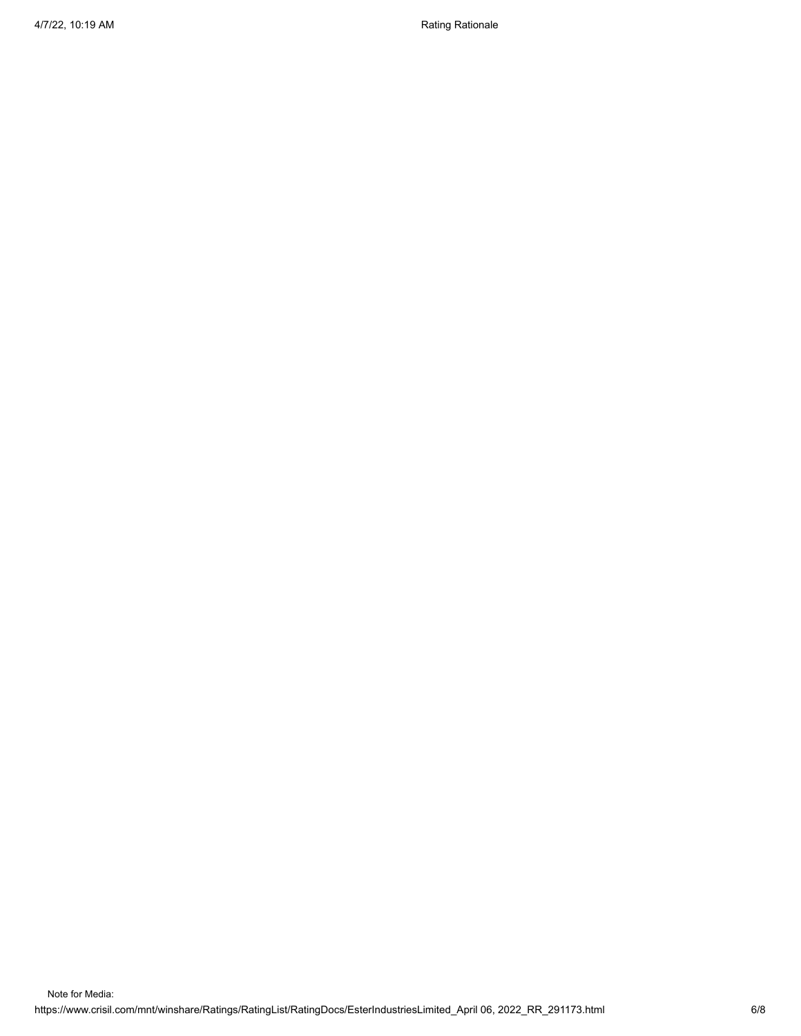Note for Media: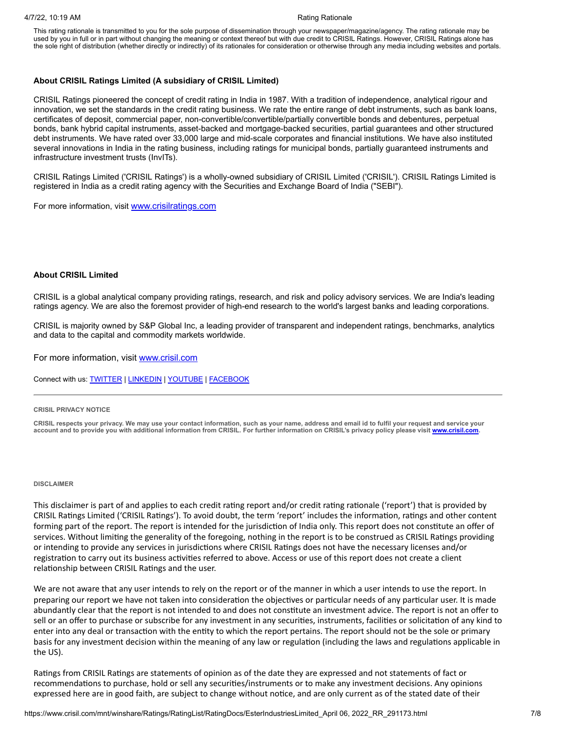This rating rationale is transmitted to you for the sole purpose of dissemination through your newspaper/magazine/agency. The rating rationale may be used by you in full or in part without changing the meaning or context thereof but with due credit to CRISIL Ratings. However, CRISIL Ratings alone has the sole right of distribution (whether directly or indirectly) of its rationales for consideration or otherwise through any media including websites and portals.

**About CRISIL Ratings Limited (A subsidiary of CRISIL Limited)**

CRISIL Ratings pioneered the concept of credit rating in India in 1987. With a tradition of independence, analytical rigour and innovation, we set the standards in the credit rating business. We rate the entire range of debt instruments, such as bank loans, certificates of deposit, commercial paper, non-convertible/convertible/partially convertible bonds and debentures, perpetual bonds, bank hybrid capital instruments, asset-backed and mortgage-backed securities, partial guarantees and other structured debt instruments. We have rated over 33,000 large and mid-scale corporates and financial institutions. We have also instituted several innovations in India in the rating business, including ratings for municipal bonds, partially guaranteed instruments and infrastructure investment trusts (InvITs).

CRISIL Ratings Limited ('CRISIL Ratings') is a wholly-owned subsidiary of CRISIL Limited ('CRISIL'). CRISIL Ratings Limited is registered in India as a credit rating agency with the Securities and Exchange Board of India ("SEBI").

For more information, visit [www.crisilratings.com](www.crisilratings.com)

**About CRISIL Limited**

CRISIL is a global analytical company providing ratings, research, and risk and policy advisory services. We are India's leading ratings agency. We are also the foremost provider of high-end research to the world's largest banks and leading corporations.

CRISIL is majority owned by S&P Global Inc, a leading provider of transparent and independent ratings, benchmarks, analytics and data to the capital and commodity markets worldwide.

For more information, visit [www.crisil.com](www.crisil.com)

Connect with us: TWITTER | LINKEDIN | YOUTUBE | FACEBOOK

---

**CRISIL PRIVACY NOTICE**

**CRISIL respects your privacy. We may use your contact information, such as your name, address and email id to fulfil your request and service your account and to provide you with additional information from CRISIL. For further information on CRISIL's privacy policy please visit [www.crisil.com](www.crisil.com).**

**DISCLAIMER**

This disclaimer is part of and applies to each credit rating report and/or credit rating rationale ('report') that is provided by CRISIL Ratings Limited ('CRISIL Ratings'). To avoid doubt, the term 'report' includes the information, ratings and other content forming part of the report. The report is intended for the jurisdiction of India only. This report does not constitute an offer of services. Without limiting the generality of the foregoing, nothing in the report is to be construed as CRISIL Ratings providing or intending to provide any services in jurisdictions where CRISIL Ratings does not have the necessary licenses and/or registration to carry out its business activities referred to above. Access or use of this report does not create a client relationship between CRISIL Ratings and the user.

We are not aware that any user intends to rely on the report or of the manner in which a user intends to use the report. In preparing our report we have not taken into consideration the objectives or particular needs of any particular user. It is made abundantly clear that the report is not intended to and does not constitute an investment advice. The report is not an offer to sell or an offer to purchase or subscribe for any investment in any securities, instruments, facilities or solicitation of any kind to enter into any deal or transaction with the entity to which the report pertains. The report should not be the sole or primary basis for any investment decision within the meaning of any law or regulation (including the laws and regulations applicable in the US).

Ratings from CRISIL Ratings are statements of opinion as of the date they are expressed and not statements of fact or recommendations to purchase, hold or sell any securities/instruments or to make any investment decisions. Any opinions expressed here are in good faith, are subject to change without notice, and are only current as of the stated date of their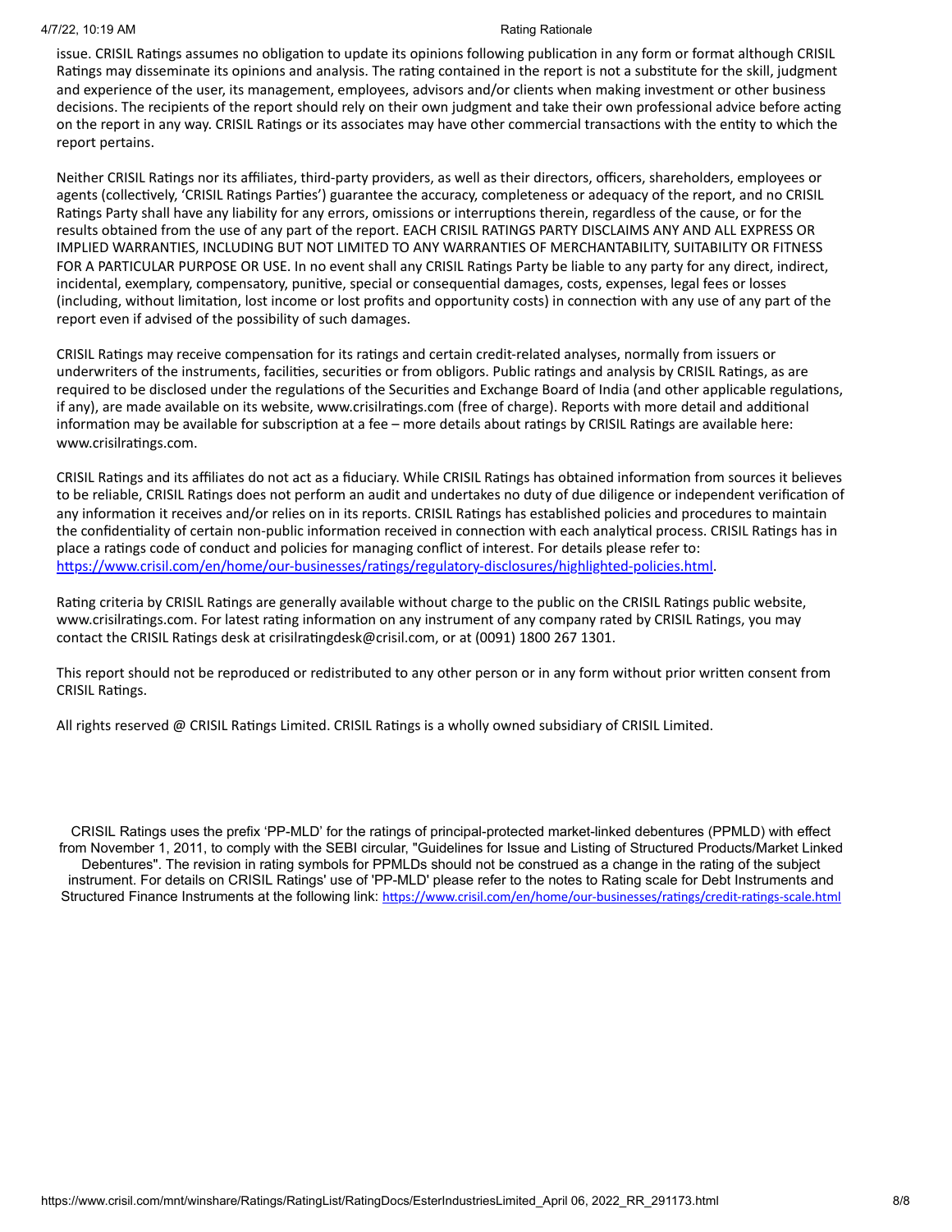issue. CRISIL Ratings assumes no obligation to update its opinions following publication in any form or format although CRISIL Ratings may disseminate its opinions and analysis. The rating contained in the report is not a substitute for the skill, judgment and experience of the user, its management, employees, advisors and/or clients when making investment or other business decisions. The recipients of the report should rely on their own judgment and take their own professional advice before acting on the report in any way. CRISIL Ratings or its associates may have other commercial transactions with the entity to which the report pertains.

Neither CRISIL Ratings nor its affiliates, third-party providers, as well as their directors, officers, shareholders, employees or agents (collectively, 'CRISIL Ratings Parties') guarantee the accuracy, completeness or adequacy of the report, and no CRISIL Ratings Party shall have any liability for any errors, omissions or interruptions therein, regardless of the cause, or for the results obtained from the use of any part of the report. EACH CRISIL RATINGS PARTY DISCLAIMS ANY AND ALL EXPRESS OR IMPLIED WARRANTIES, INCLUDING BUT NOT LIMITED TO ANY WARRANTIES OF MERCHANTABILITY, SUITABILITY OR FITNESS FOR A PARTICULAR PURPOSE OR USE. In no event shall any CRISIL Ratings Party be liable to any party for any direct, indirect, incidental, exemplary, compensatory, punitive, special or consequential damages, costs, expenses, legal fees or losses (including, without limitation, lost income or lost profits and opportunity costs) in connection with any use of any part of the report even if advised of the possibility of such damages.

CRISIL Ratings may receive compensation for its ratings and certain credit-related analyses, normally from issuers or underwriters of the instruments, facilities, securities or from obligors. Public ratings and analysis by CRISIL Ratings, as are required to be disclosed under the regulations of the Securities and Exchange Board of India (and other applicable regulations, if any), are made available on its website, www.crisilratings.com (free of charge). Reports with more detail and additional information may be available for subscription at a fee – more details about ratings by CRISIL Ratings are available here: www.crisilratings.com.

CRISIL Ratings and its affiliates do not act as a fiduciary. While CRISIL Ratings has obtained information from sources it believes to be reliable, CRISIL Ratings does not perform an audit and undertakes no duty of due diligence or independent verification of any information it receives and/or relies on in its reports. CRISIL Ratings has established policies and procedures to maintain the confidentiality of certain non-public information received in connection with each analytical process. CRISIL Ratings has in place a ratings code of conduct and policies for managing conflict of interest. For details please refer to: https://www.crisil.com/en/home/our-businesses/ratings/regulatory-disclosures/highlighted-policies.html.

Rating criteria by CRISIL Ratings are generally available without charge to the public on the CRISIL Ratings public website, www.crisilratings.com. For latest rating information on any instrument of any company rated by CRISIL Ratings, you may contact the CRISIL Ratings desk at crisilratingdesk@crisil.com, or at (0091) 1800 267 1301.

This report should not be reproduced or redistributed to any other person or in any form without prior written consent from CRISIL Ratings.

All rights reserved @ CRISIL Ratings Limited. CRISIL Ratings is a wholly owned subsidiary of CRISIL Limited.

CRISIL Ratings uses the prefix 'PP-MLD' for the ratings of principal-protected market-linked debentures (PPMLD) with effect from November 1, 2011, to comply with the SEBI circular, "Guidelines for Issue and Listing of Structured Products/Market Linked Debentures". The revision in rating symbols for PPMLDs should not be construed as a change in the rating of the subject instrument. For details on CRISIL Ratings' use of 'PP-MLD' please refer to the notes to Rating scale for Debt Instruments and Structured Finance Instruments at the following link: https://www.crisil.com/en/home/our-businesses/ratings/credit-ratings-scale.html